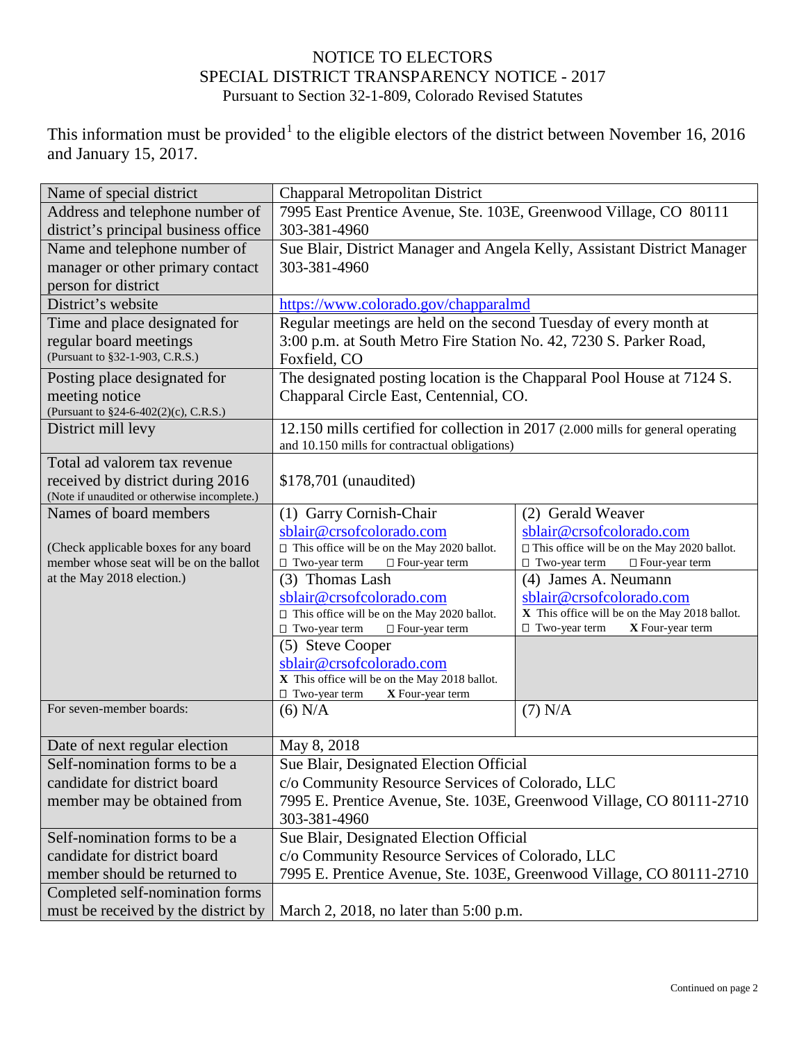# NOTICE TO ELECTORS
## SPECIAL DISTRICT TRANSPARENCY NOTICE - 2017
Pursuant to Section 32-1-809, Colorado Revised Statutes

This information must be provided[1] to the eligible electors of the district between November 16, 2016 and January 15, 2017.

| | | |
|---|---|---|
| Name of special district | Chapparal Metropolitan District | |
| Address and telephone number of district's principal business office | 7995 East Prentice Avenue, Ste. 103E, Greenwood Village, CO 80111<br>303-381-4960 | |
| Name and telephone number of manager or other primary contact person for district | Sue Blair, District Manager and Angela Kelly, Assistant District Manager<br>303-381-4960 | |
| District's website | https://www.colorado.gov/chapparalmd | |
| Time and place designated for regular board meetings<br>(Pursuant to §32-1-903, C.R.S.) | Regular meetings are held on the second Tuesday of every month at 3:00 p.m. at South Metro Fire Station No. 42, 7230 S. Parker Road, Foxfield, CO | |
| Posting place designated for meeting notice<br>(Pursuant to §24-6-402(2)(c), C.R.S.) | The designated posting location is the Chapparal Pool House at 7124 S. Chapparal Circle East, Centennial, CO. | |
| District mill levy | 12.150 mills certified for collection in 2017 (2.000 mills for general operating and 10.150 mills for contractual obligations) | |
| Total ad valorem tax revenue received by district during 2016<br>(Note if unaudited or otherwise incomplete.) | $178,701 (unaudited) | |
| Names of board members<br><br>(Check applicable boxes for any board member whose seat will be on the ballot at the May 2018 election.) | (1) Garry Cornish-Chair<br>sblair@crsofcolorado.com<br>☐ This office will be on the May 2020 ballot.<br>☐ Two-year term ☐ Four-year term | (2) Gerald Weaver<br>sblair@crsofcolorado.com<br>☐ This office will be on the May 2020 ballot.<br>☐ Two-year term ☐ Four-year term |
| | (3) Thomas Lash<br>sblair@crsofcolorado.com<br>☐ This office will be on the May 2020 ballot.<br>☐ Two-year term ☐ Four-year term | (4) James A. Neumann<br>sblair@crsofcolorado.com<br>X This office will be on the May 2018 ballot.<br>☐ Two-year term X Four-year term |
| | (5) Steve Cooper<br>sblair@crsofcolorado.com<br>X This office will be on the May 2018 ballot.<br>☐ Two-year term X Four-year term | |
| For seven-member boards: | (6) N/A | (7) N/A |
| Date of next regular election | May 8, 2018 | |
| Self-nomination forms to be a candidate for district board member may be obtained from | Sue Blair, Designated Election Official<br>c/o Community Resource Services of Colorado, LLC<br>7995 E. Prentice Avenue, Ste. 103E, Greenwood Village, CO 80111-2710<br>303-381-4960 | |
| Self-nomination forms to be a candidate for district board member should be returned to | Sue Blair, Designated Election Official<br>c/o Community Resource Services of Colorado, LLC<br>7995 E. Prentice Avenue, Ste. 103E, Greenwood Village, CO 80111-2710 | |
| Completed self-nomination forms must be received by the district by | March 2, 2018, no later than 5:00 p.m. | |

Continued on page 2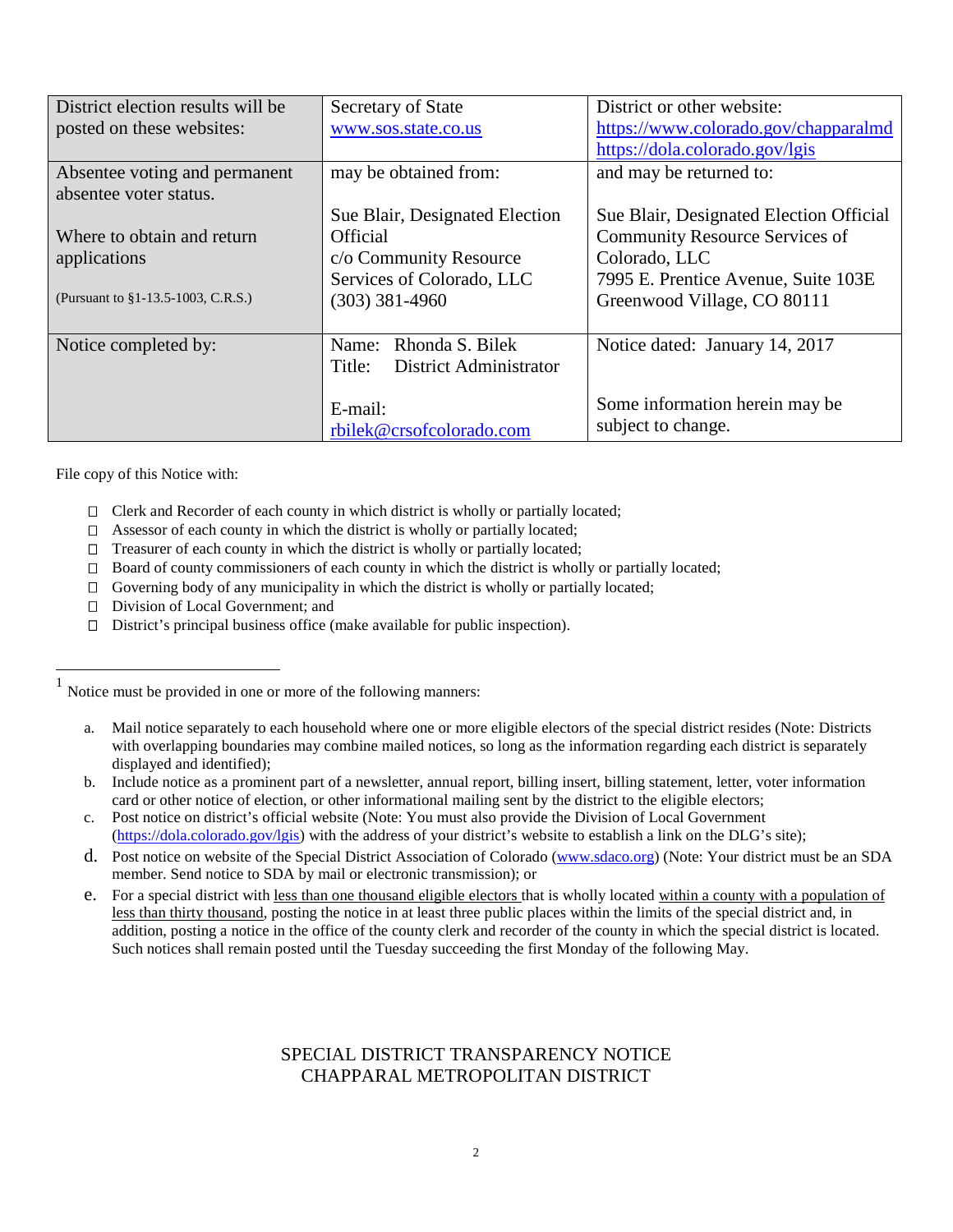| | | |
|---|---|---|
| District election results will be posted on these websites: | Secretary of State<br>www.sos.state.co.us | District or other website:<br>https://www.colorado.gov/chapparalmd<br>https://dola.colorado.gov/lgis |
| Absentee voting and permanent absentee voter status.<br><br>Where to obtain and return applications<br><br>(Pursuant to §1-13.5-1003, C.R.S.) | may be obtained from:<br><br>Sue Blair, Designated Election Official<br>c/o Community Resource Services of Colorado, LLC<br>(303) 381-4960 | and may be returned to:<br><br>Sue Blair, Designated Election Official<br>Community Resource Services of Colorado, LLC<br>7995 E. Prentice Avenue, Suite 103E<br>Greenwood Village, CO 80111 |
| Notice completed by: | Name: Rhonda S. Bilek<br>Title: District Administrator<br><br>E-mail:<br>rbilek@crsofcolorado.com | Notice dated: January 14, 2017<br><br>Some information herein may be subject to change. |

File copy of this Notice with:

- ☐ Clerk and Recorder of each county in which district is wholly or partially located;
- ☐ Assessor of each county in which the district is wholly or partially located;
- ☐ Treasurer of each county in which the district is wholly or partially located;
- ☐ Board of county commissioners of each county in which the district is wholly or partially located;
- ☐ Governing body of any municipality in which the district is wholly or partially located;
- ☐ Division of Local Government; and
- ☐ District's principal business office (make available for public inspection).

---

[1] Notice must be provided in one or more of the following manners:

a. Mail notice separately to each household where one or more eligible electors of the special district resides (Note: Districts with overlapping boundaries may combine mailed notices, so long as the information regarding each district is separately displayed and identified);

b. Include notice as a prominent part of a newsletter, annual report, billing insert, billing statement, letter, voter information card or other notice of election, or other informational mailing sent by the district to the eligible electors;

c. Post notice on district's official website (Note: You must also provide the Division of Local Government (https://dola.colorado.gov/lgis) with the address of your district's website to establish a link on the DLG's site);

d. Post notice on website of the Special District Association of Colorado (www.sdaco.org) (Note: Your district must be an SDA member. Send notice to SDA by mail or electronic transmission); or

e. For a special district with less than one thousand eligible electors that is wholly located within a county with a population of less than thirty thousand, posting the notice in at least three public places within the limits of the special district and, in addition, posting a notice in the office of the county clerk and recorder of the county in which the special district is located. Such notices shall remain posted until the Tuesday succeeding the first Monday of the following May.

SPECIAL DISTRICT TRANSPARENCY NOTICE
CHAPPARAL METROPOLITAN DISTRICT